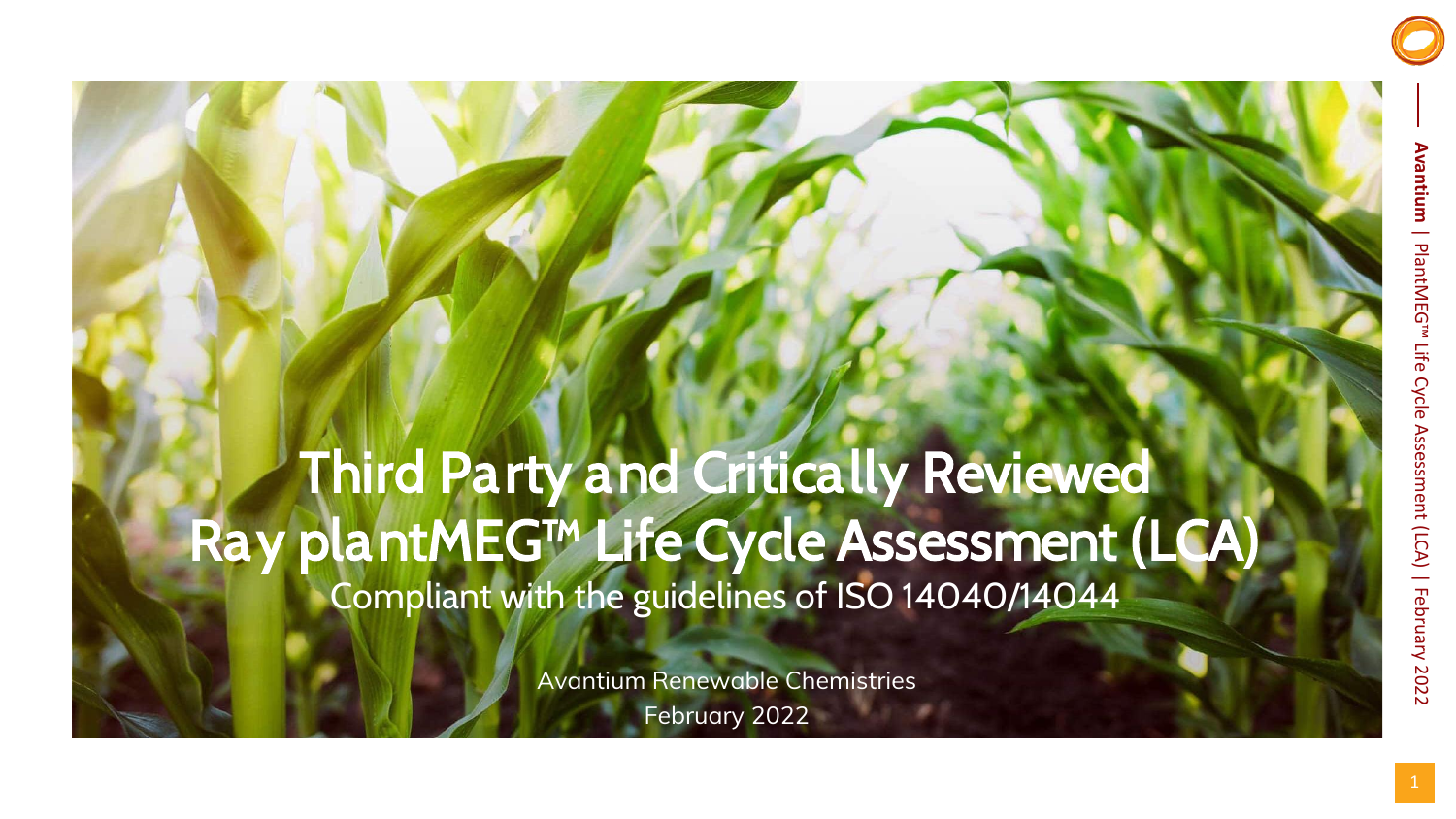# Third Party and Critically Reviewed Ray plantMEG™ Life Cycle Assessment (LCA)

Compliant with the guidelines of ISO 14040/14044

Avantium Renewable Chemistries

February 2022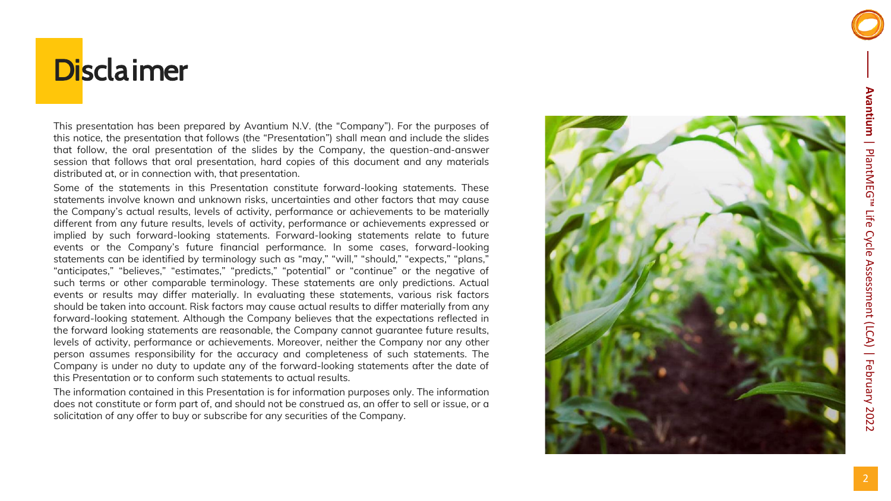# Disclaimer

This presentation has been prepared by Avantium N.V. (the "Company"). For the purposes of this notice, the presentation that follows (the "Presentation") shall mean and include the slides that follow, the oral presentation of the slides by the Company, the question-and-answer session that follows that oral presentation, hard copies of this document and any materials distributed at, or in connection with, that presentation.

Some of the statements in this Presentation constitute forward-looking statements. These statements involve known and unknown risks, uncertainties and other factors that may cause the Company's actual results, levels of activity, performance or achievements to be materially different from any future results, levels of activity, performance or achievements expressed or implied by such forward-looking statements. Forward-looking statements relate to future events or the Company's future financial performance. In some cases, forward-looking statements can be identified by terminology such as "may," "will," "should," "expects," "plans," "anticipates," "believes," "estimates," "predicts," "potential" or "continue" or the negative of such terms or other comparable terminology. These statements are only predictions. Actual events or results may differ materially. In evaluating these statements, various risk factors should be taken into account. Risk factors may cause actual results to differ materially from any forward-looking statement. Although the Company believes that the expectations reflected in the forward looking statements are reasonable, the Company cannot guarantee future results, levels of activity, performance or achievements. Moreover, neither the Company nor any other person assumes responsibility for the accuracy and completeness of such statements. The Company is under no duty to update any of the forward-looking statements after the date of this Presentation or to conform such statements to actual results.

The information contained in this Presentation is for information purposes only. The information does not constitute or form part of, and should not be construed as, an offer to sell or issue, or a solicitation of any offer to buy or subscribe for any securities of the Company.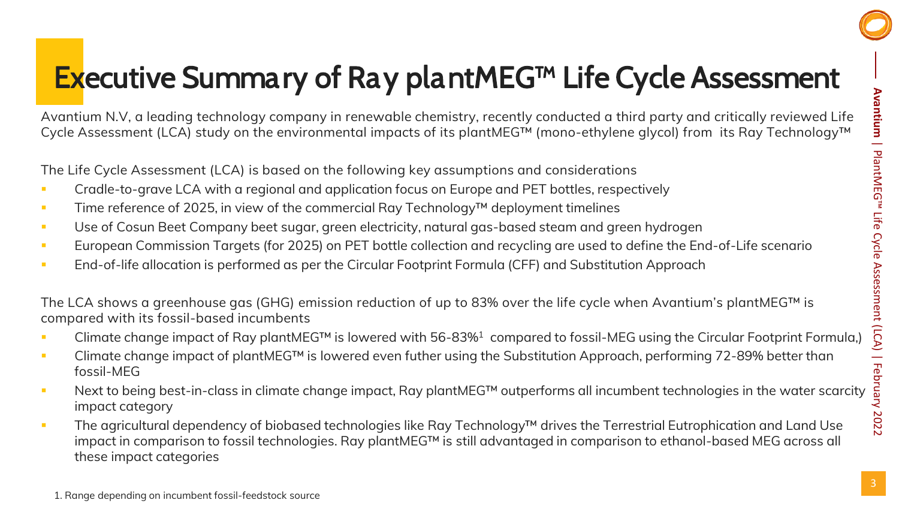# Executive Summary of Ray plantMEG™ Life Cycle Assessment

Avantium N.V, a leading technology company in renewable chemistry, recently conducted a third party and critically reviewed Life Cycle Assessment (LCA) study on the environmental impacts of its plantMEG™ (mono-ethylene glycol) from its Ray Technology™

The Life Cycle Assessment (LCA) is based on the following key assumptions and considerations

- Cradle-to-grave LCA with a regional and application focus on Europe and PET bottles, respectively
- Time reference of 2025, in view of the commercial Ray Technology™ deployment timelines
- Use of Cosun Beet Company beet sugar, green electricity, natural gas-based steam and green hydrogen
- European Commission Targets (for 2025) on PET bottle collection and recycling are used to define the End-of-Life scenario
- End-of-life allocation is performed as per the Circular Footprint Formula (CFF) and Substitution Approach

The LCA shows a greenhouse gas (GHG) emission reduction of up to 83% over the life cycle when Avantium's plantMEG™ is compared with its fossil-based incumbents

- Climate change impact of Ray plantMEG™ is lowered with 56-83%[1] compared to fossil-MEG using the Circular Footprint Formula,)
- Climate change impact of plantMEG™ is lowered even futher using the Substitution Approach, performing 72-89% better than fossil-MEG
- Next to being best-in-class in climate change impact, Ray plantMEG™ outperforms all incumbent technologies in the water scarcity impact category
- The agricultural dependency of biobased technologies like Ray Technology™ drives the Terrestrial Eutrophication and Land Use impact in comparison to fossil technologies. Ray plantMEG™ is still advantaged in comparison to ethanol-based MEG across all these impact categories

1. Range depending on incumbent fossil-feedstock source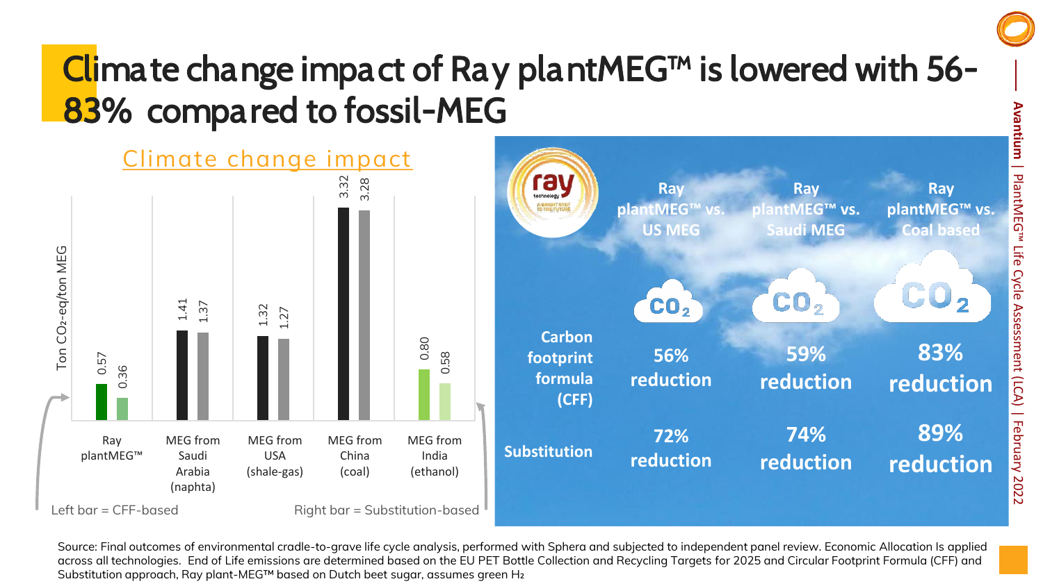# Climate change impact of Ray plantMEG™ is lowered with 56-83% compared to fossil-MEG

## Climate change impact

Ton $CO_2$-eq/ton MEG

| | Left bar = CFF-based | Right bar = Substitution-based |
|---|---|---|
| Ray plantMEG™ | 0.57 | 0.36 |
| MEG from Saudi Arabia (naphta) | 1.41 | 1.37 |
| MEG from USA (shale-gas) | 1.32 | 1.27 |
| MEG from China (coal) | 3.32 | 3.28 |
| MEG from India (ethanol) | 0.80 | 0.58 |

| | Ray plantMEG™ vs. US MEG | Ray plantMEG™ vs. Saudi MEG | Ray plantMEG™ vs. Coal based |
|---|---|---|---|
| Carbon footprint formula (CFF) | 56% reduction | 59% reduction | 83% reduction |
| Substitution | 72% reduction | 74% reduction | 89% reduction |

Source: Final outcomes of environmental cradle-to-grave life cycle analysis, performed with Sphera and subjected to independent panel review. Economic Allocation Is applied across all technologies. End of Life emissions are determined based on the EU PET Bottle Collection and Recycling Targets for 2025 and Circular Footprint Formula (CFF) and Substitution approach, Ray plant-MEG™ based on Dutch beet sugar, assumes green $H_2$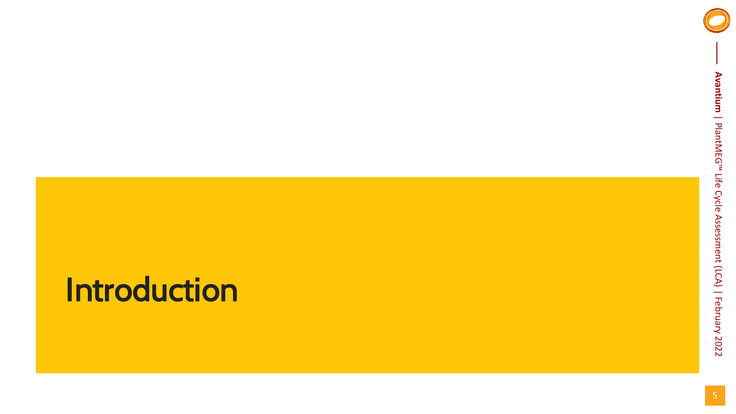# Introduction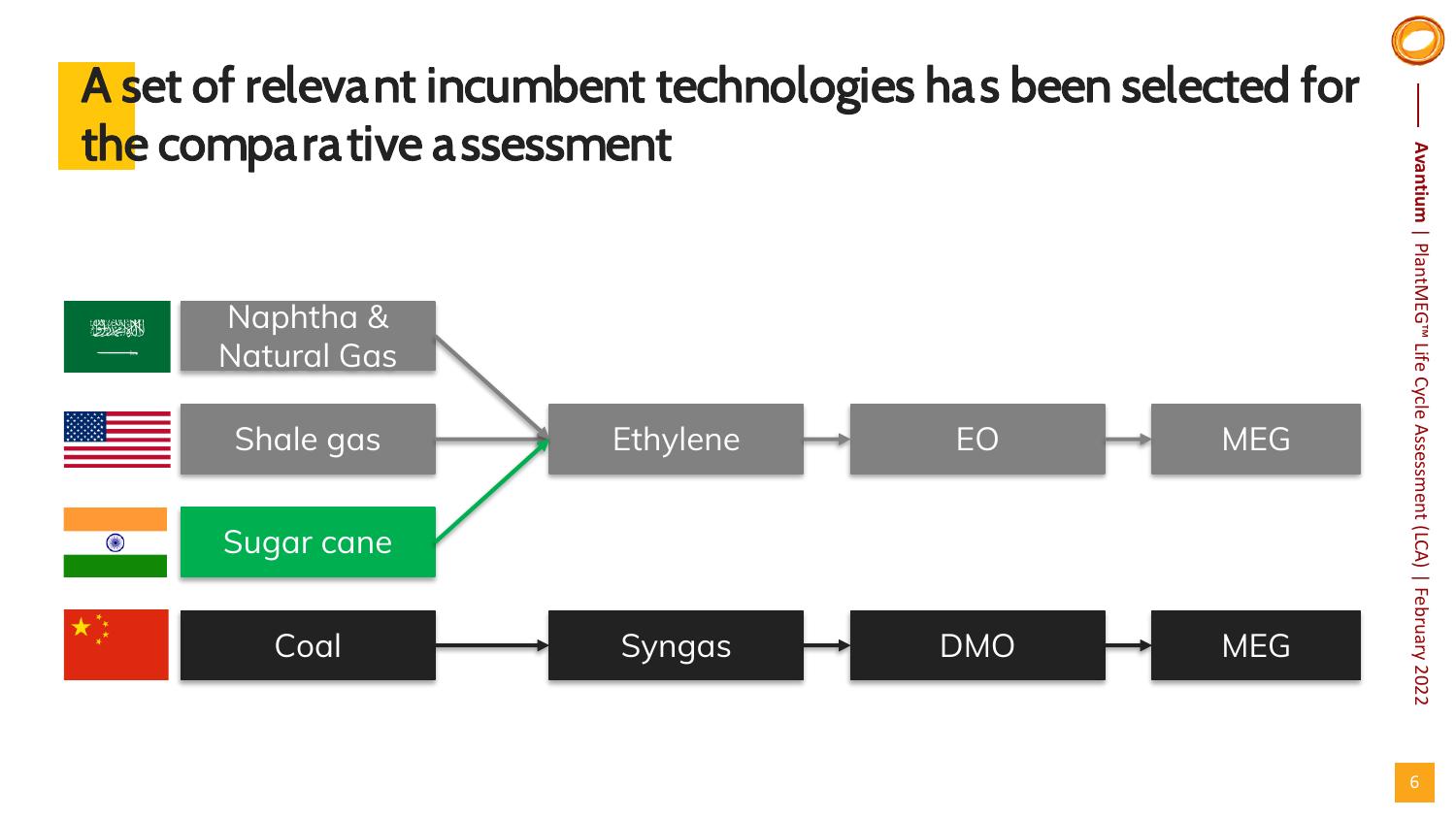# A set of relevant incumbent technologies has been selected for the comparative assessment

Naphtha & Natural Gas

Shale gas

Sugar cane

Ethylene → EO → MEG

Coal → Syngas → DMO → MEG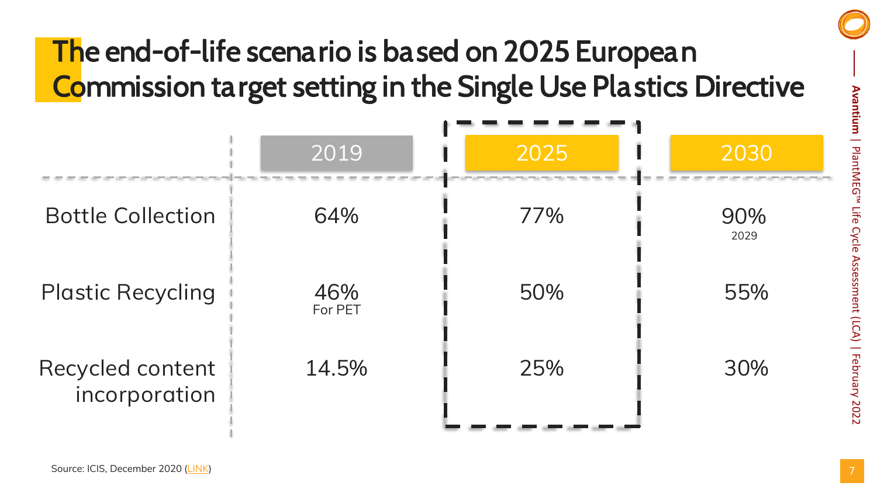# The end-of-life scenario is based on 2025 European Commission target setting in the Single Use Plastics Directive

| | 2019 | 2025 | 2030 |
|---|---|---|---|
| Bottle Collection | 64% | 77% | 90% 2029 |
| Plastic Recycling | 46% For PET | 50% | 55% |
| Recycled content incorporation | 14.5% | 25% | 30% |

Source: ICIS, December 2020 (LINK)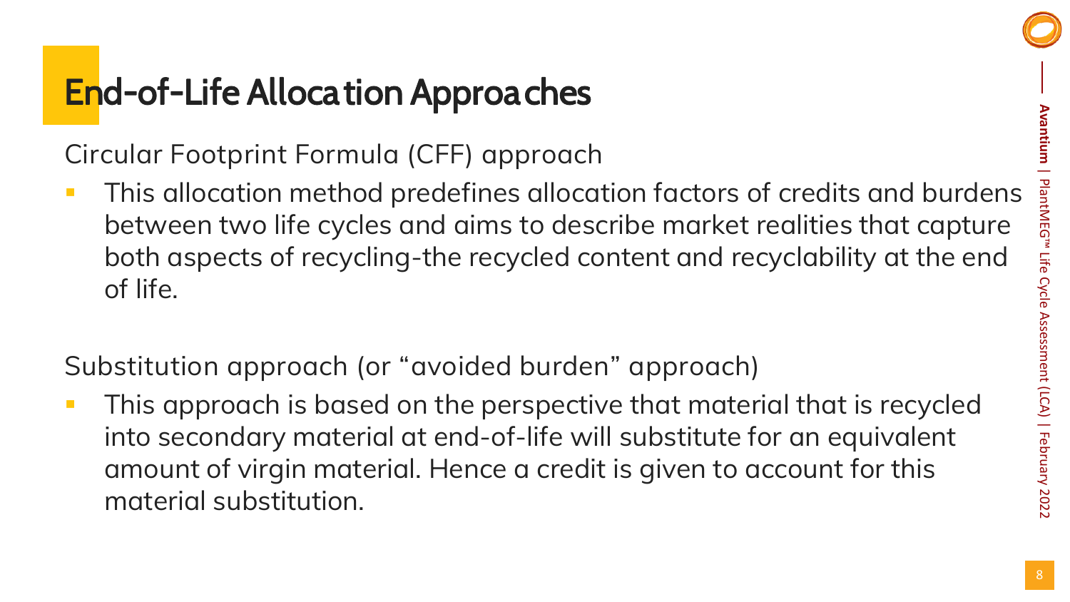# End-of-Life Allocation Approaches

Circular Footprint Formula (CFF) approach

- This allocation method predefines allocation factors of credits and burdens between two life cycles and aims to describe market realities that capture both aspects of recycling-the recycled content and recyclability at the end of life.

Substitution approach (or "avoided burden" approach)

- This approach is based on the perspective that material that is recycled into secondary material at end-of-life will substitute for an equivalent amount of virgin material. Hence a credit is given to account for this material substitution.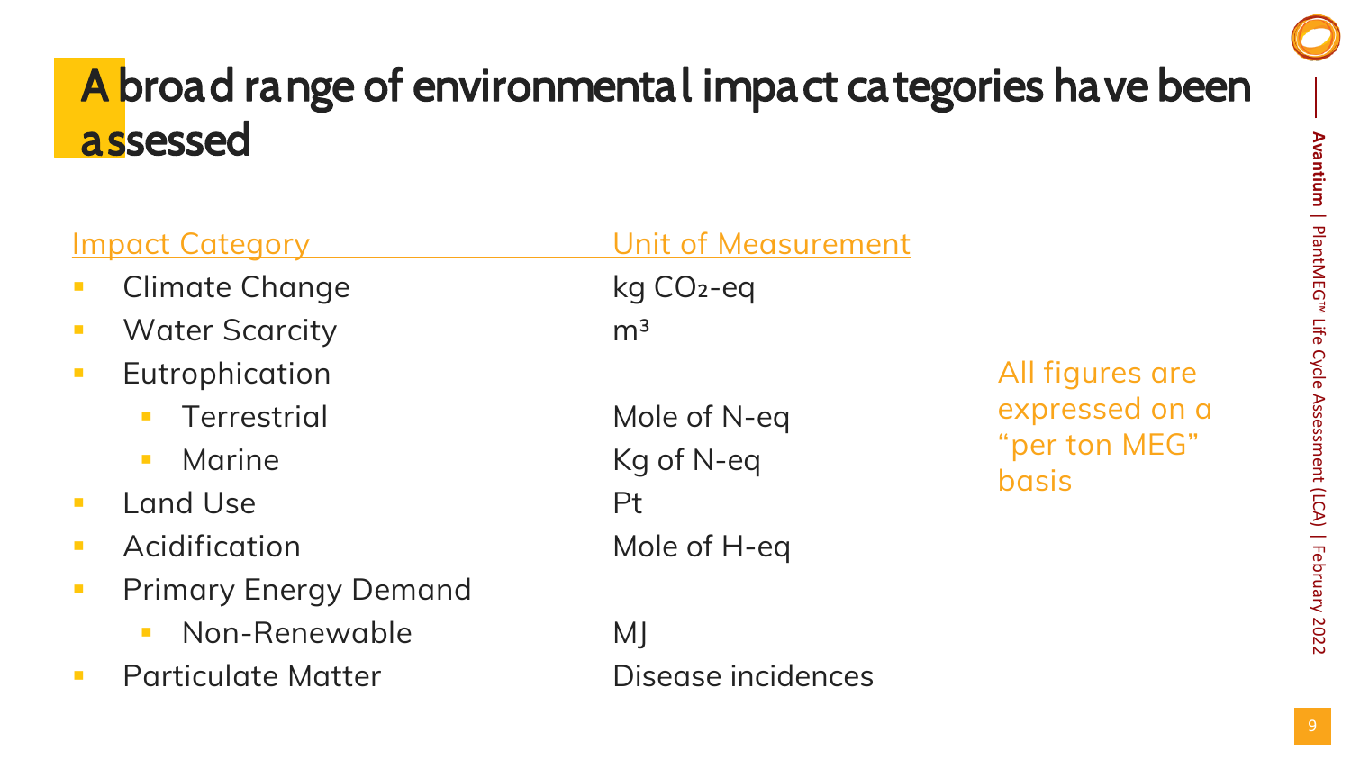# A broad range of environmental impact categories have been assessed

| Impact Category | Unit of Measurement |
|---|---|
| Climate Change | kg $CO_2$-eq |
| Water Scarcity | $m^3$ |
| Eutrophication | |
| – Terrestrial | Mole of N-eq |
| – Marine | Kg of N-eq |
| Land Use | Pt |
| Acidification | Mole of H-eq |
| Primary Energy Demand | |
| – Non-Renewable | MJ |
| Particulate Matter | Disease incidences |

All figures are expressed on a "per ton MEG" basis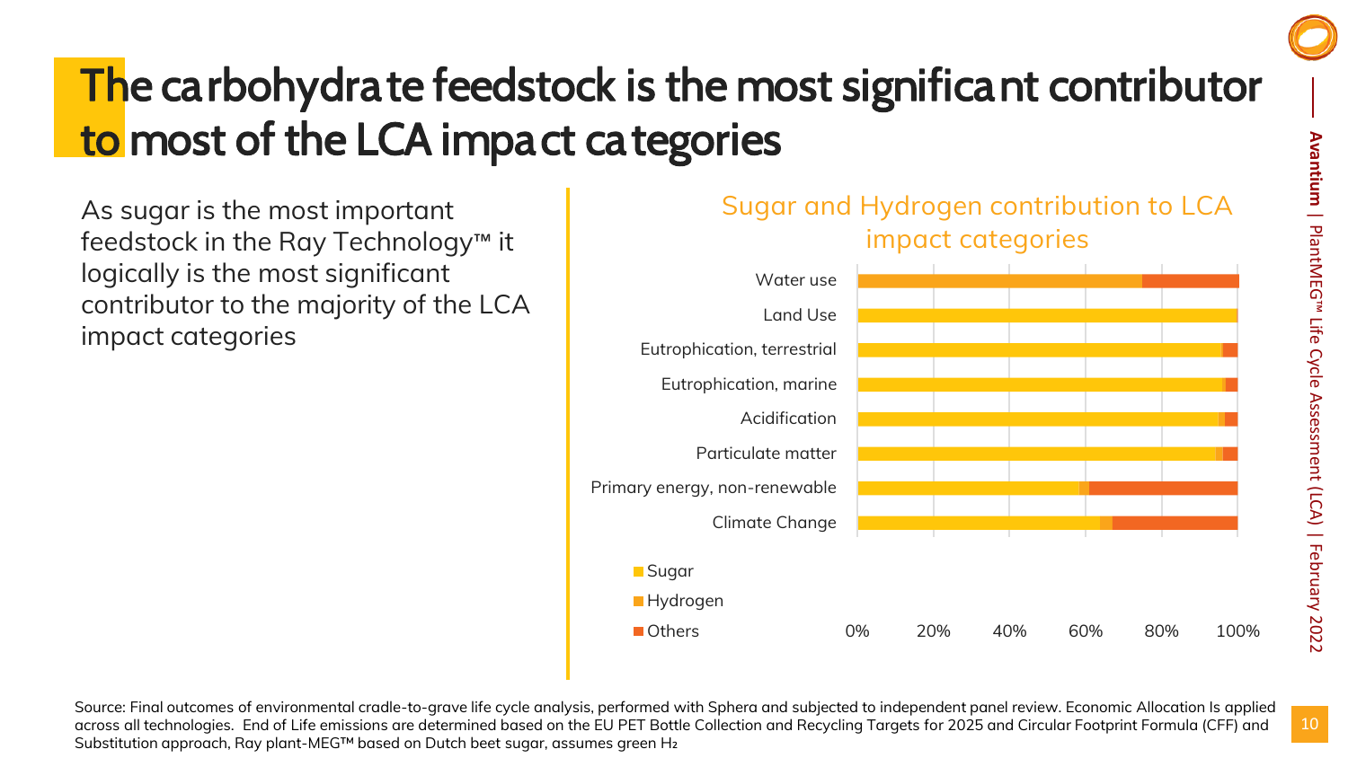# The carbohydrate feedstock is the most significant contributor to most of the LCA impact categories

As sugar is the most important feedstock in the Ray Technology™ it logically is the most significant contributor to the majority of the LCA impact categories

## Sugar and Hydrogen contribution to LCA impact categories

Categories: Water use, Land Use, Eutrophication, terrestrial, Eutrophication, marine, Acidification, Particulate matter, Primary energy, non-renewable, Climate Change

Legend: Sugar, Hydrogen, Others

Axis: 0%, 20%, 40%, 60%, 80%, 100%

Source: Final outcomes of environmental cradle-to-grave life cycle analysis, performed with Sphera and subjected to independent panel review. Economic Allocation Is applied across all technologies. End of Life emissions are determined based on the EU PET Bottle Collection and Recycling Targets for 2025 and Circular Footprint Formula (CFF) and Substitution approach, Ray plant-MEG™ based on Dutch beet sugar, assumes green $H_2$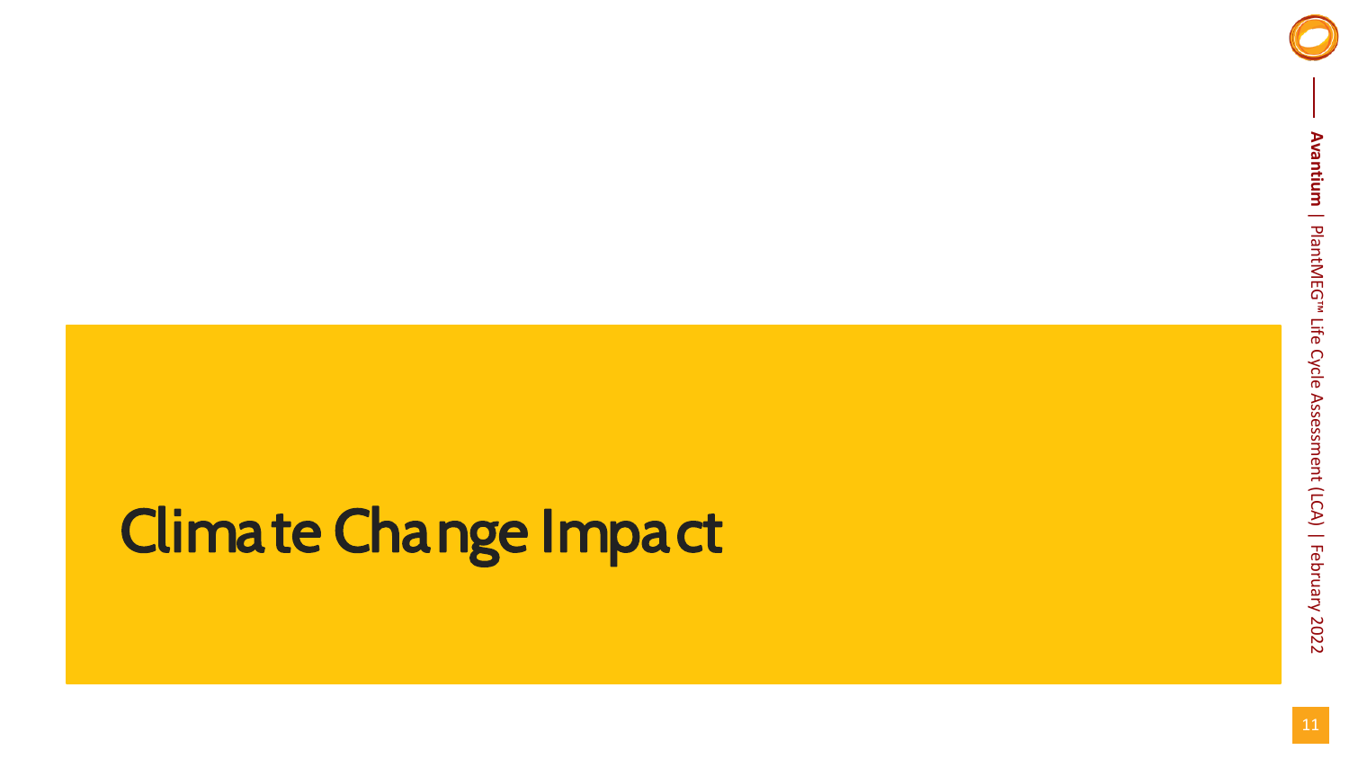# Climate Change Impact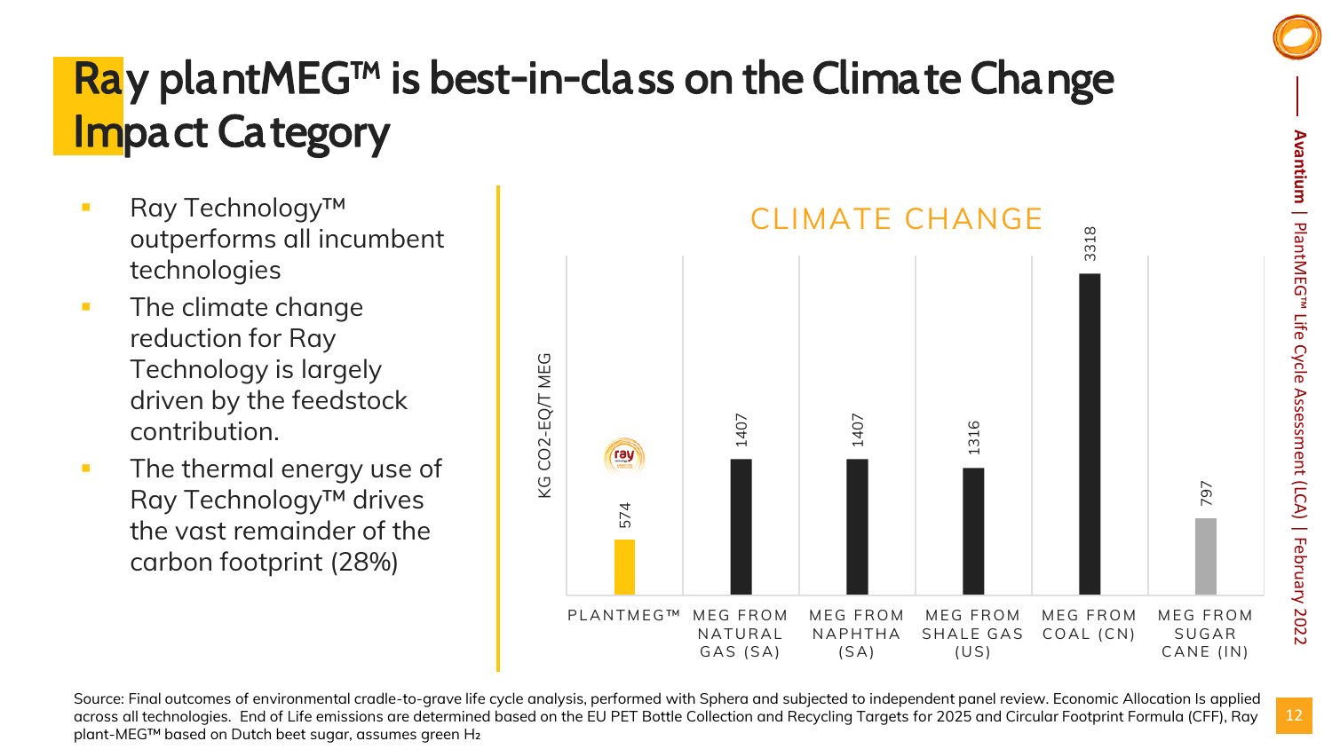# Ray plantMEG™ is best-in-class on the Climate Change Impact Category

- Ray Technology™ outperforms all incumbent technologies
- The climate change reduction for Ray Technology is largely driven by the feedstock contribution.
- The thermal energy use of Ray Technology™ drives the vast remainder of the carbon footprint (28%)

**CLIMATE CHANGE**

| | KG CO2-EQ/T MEG |
|---|---|
| PLANTMEG™ | 574 |
| MEG FROM NATURAL GAS (SA) | 1407 |
| MEG FROM NAPHTHA (SA) | 1407 |
| MEG FROM SHALE GAS (US) | 1316 |
| MEG FROM COAL (CN) | 3318 |
| MEG FROM SUGAR CANE (IN) | 797 |

Source: Final outcomes of environmental cradle-to-grave life cycle analysis, performed with Sphera and subjected to independent panel review. Economic Allocation Is applied across all technologies. End of Life emissions are determined based on the EU PET Bottle Collection and Recycling Targets for 2025 and Circular Footprint Formula (CFF), Ray plant-MEG™ based on Dutch beet sugar, assumes green $H_2$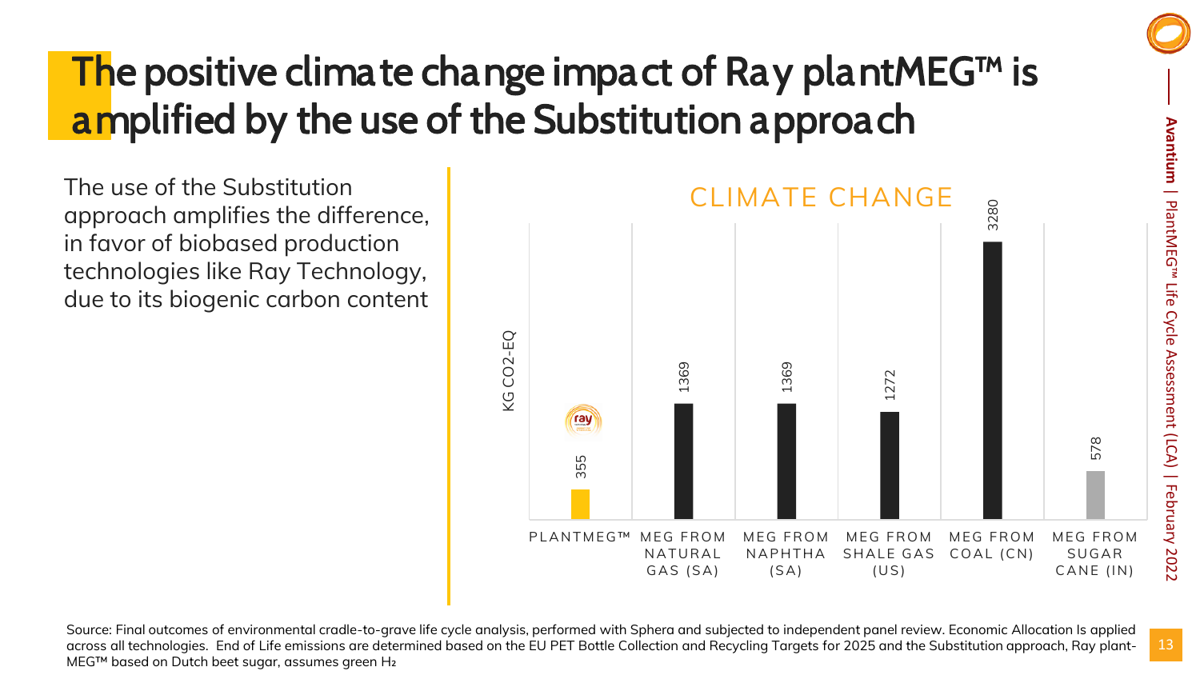# The positive climate change impact of Ray plantMEG™ is amplified by the use of the Substitution approach

The use of the Substitution approach amplifies the difference, in favor of biobased production technologies like Ray Technology, due to its biogenic carbon content

**CLIMATE CHANGE**

| | KG CO2-EQ |
|---|---|
| PLANTMEG™ | 355 |
| MEG FROM NATURAL GAS (SA) | 1369 |
| MEG FROM NAPHTHA (SA) | 1369 |
| MEG FROM SHALE GAS (US) | 1272 |
| MEG FROM COAL (CN) | 3280 |
| MEG FROM SUGAR CANE (IN) | 578 |

Source: Final outcomes of environmental cradle-to-grave life cycle analysis, performed with Sphera and subjected to independent panel review. Economic Allocation Is applied across all technologies. End of Life emissions are determined based on the EU PET Bottle Collection and Recycling Targets for 2025 and the Substitution approach, Ray plant-MEG™ based on Dutch beet sugar, assumes green $H_2$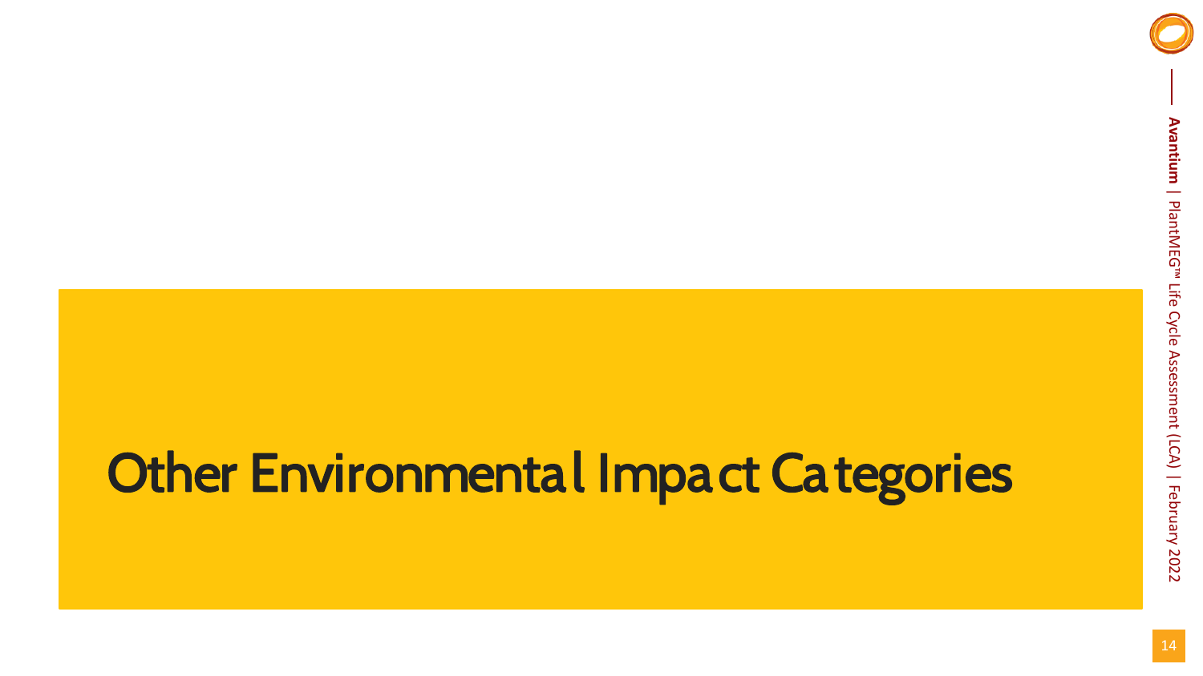# Other Environmental Impact Categories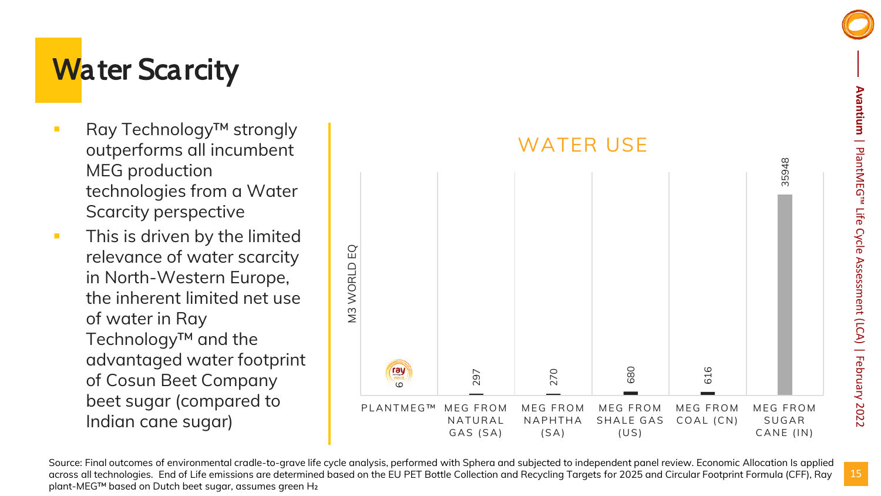# Water Scarcity

- Ray Technology™ strongly outperforms all incumbent MEG production technologies from a Water Scarcity perspective
- This is driven by the limited relevance of water scarcity in North-Western Europe, the inherent limited net use of water in Ray Technology™ and the advantaged water footprint of Cosun Beet Company beet sugar (compared to Indian cane sugar)

**WATER USE**

| | M3 WORLD EQ |
|---|---|
| PLANTMEG™ | 6 |
| MEG FROM NATURAL GAS (SA) | 297 |
| MEG FROM NAPHTHA (SA) | 270 |
| MEG FROM SHALE GAS (US) | 680 |
| MEG FROM COAL (CN) | 616 |
| MEG FROM SUGAR CANE (IN) | 35948 |

Source: Final outcomes of environmental cradle-to-grave life cycle analysis, performed with Sphera and subjected to independent panel review. Economic Allocation Is applied across all technologies. End of Life emissions are determined based on the EU PET Bottle Collection and Recycling Targets for 2025 and Circular Footprint Formula (CFF), Ray plant-MEG™ based on Dutch beet sugar, assumes green $H_2$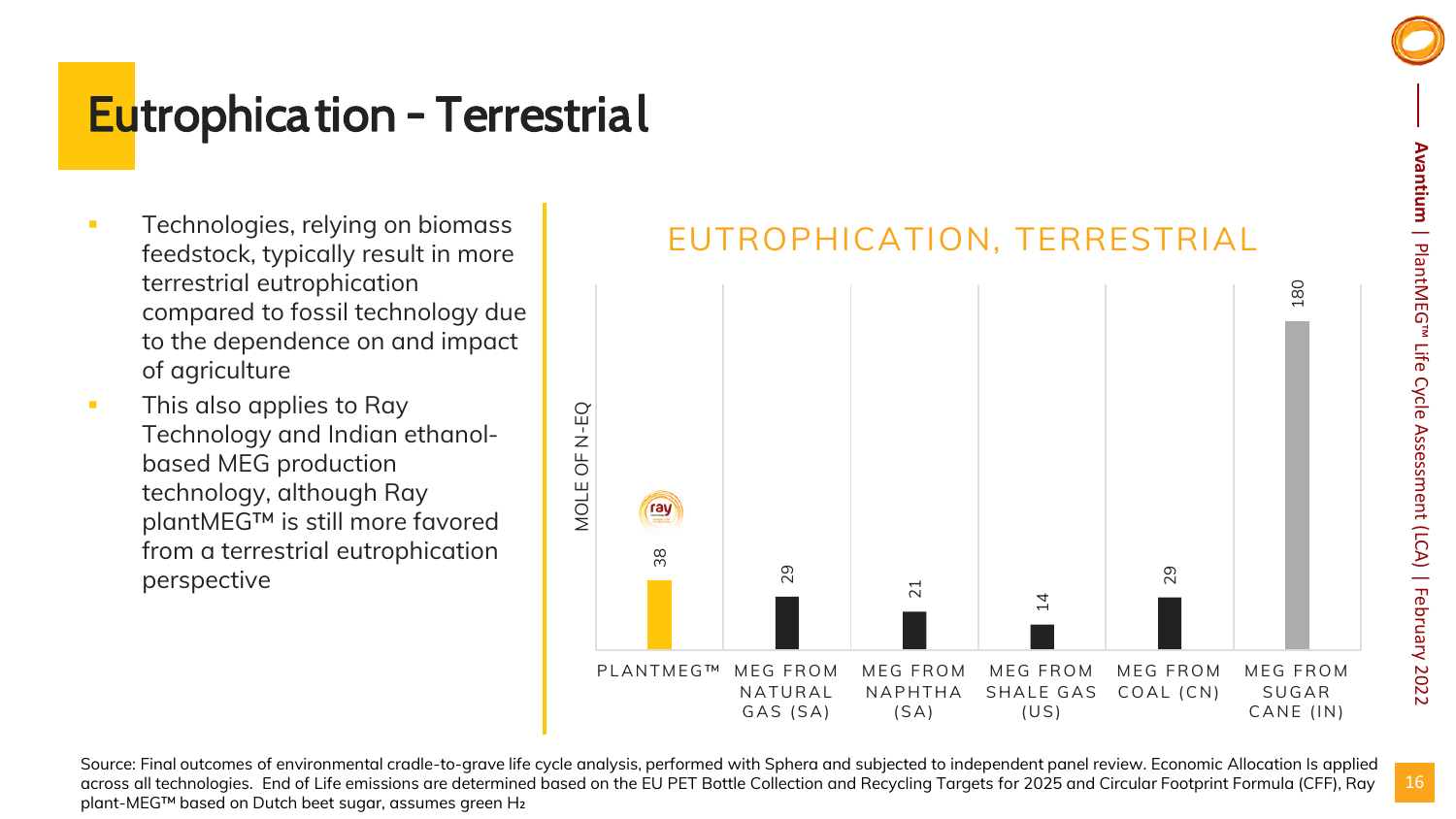# Eutrophication - Terrestrial

- Technologies, relying on biomass feedstock, typically result in more terrestrial eutrophication compared to fossil technology due to the dependence on and impact of agriculture
- This also applies to Ray Technology and Indian ethanol-based MEG production technology, although Ray plantMEG™ is still more favored from a terrestrial eutrophication perspective

EUTROPHICATION, TERRESTRIAL

MOLE OF N-EQ

| Technology | Mole of N-eq |
| --- | --- |
| PLANTMEG™ | 38 |
| MEG FROM NATURAL GAS (SA) | 29 |
| MEG FROM NAPHTHA (SA) | 21 |
| MEG FROM SHALE GAS (US) | 14 |
| MEG FROM COAL (CN) | 29 |
| MEG FROM SUGAR CANE (IN) | 180 |

Source: Final outcomes of environmental cradle-to-grave life cycle analysis, performed with Sphera and subjected to independent panel review. Economic Allocation Is applied across all technologies. End of Life emissions are determined based on the EU PET Bottle Collection and Recycling Targets for 2025 and Circular Footprint Formula (CFF), Ray plant-MEG™ based on Dutch beet sugar, assumes green $H_2$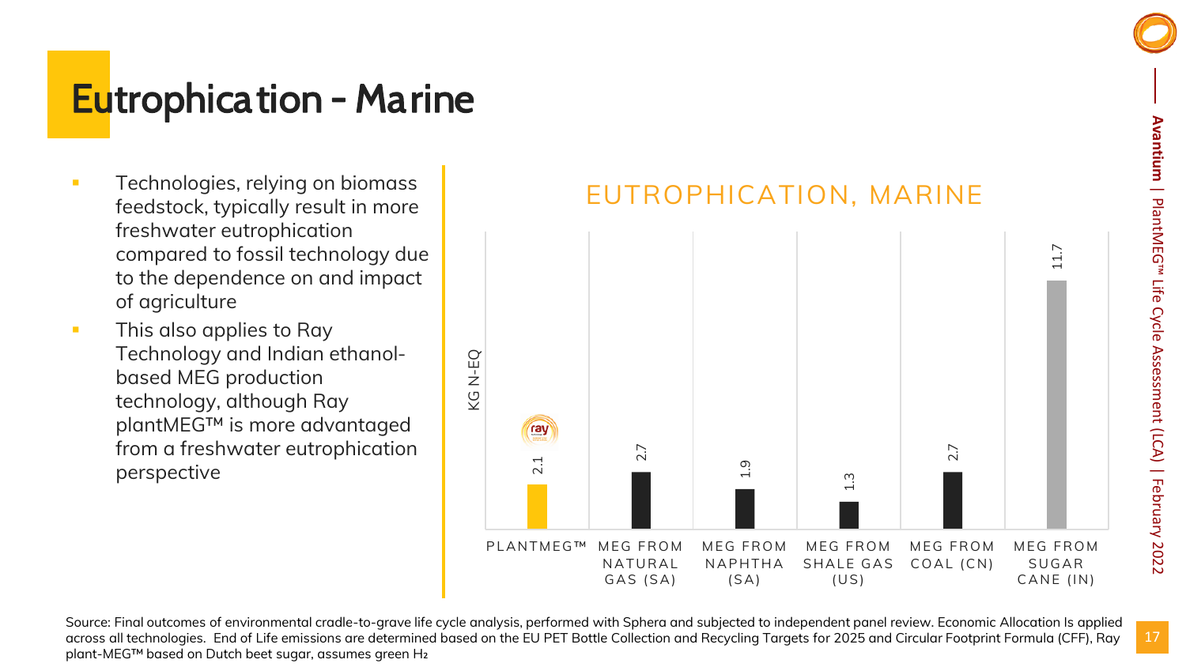# Eutrophication - Marine

- Technologies, relying on biomass feedstock, typically result in more freshwater eutrophication compared to fossil technology due to the dependence on and impact of agriculture
- This also applies to Ray Technology and Indian ethanol-based MEG production technology, although Ray plantMEG™ is more advantaged from a freshwater eutrophication perspective

**EUTROPHICATION, MARINE**

| Technology | KG N-EQ |
| --- | --- |
| PLANTMEG™ | 2.1 |
| MEG FROM NATURAL GAS (SA) | 2.7 |
| MEG FROM NAPHTHA (SA) | 1.9 |
| MEG FROM SHALE GAS (US) | 1.3 |
| MEG FROM COAL (CN) | 2.7 |
| MEG FROM SUGAR CANE (IN) | 11.7 |

Source: Final outcomes of environmental cradle-to-grave life cycle analysis, performed with Sphera and subjected to independent panel review. Economic Allocation Is applied across all technologies. End of Life emissions are determined based on the EU PET Bottle Collection and Recycling Targets for 2025 and Circular Footprint Formula (CFF), Ray plant-MEG™ based on Dutch beet sugar, assumes green $H_2$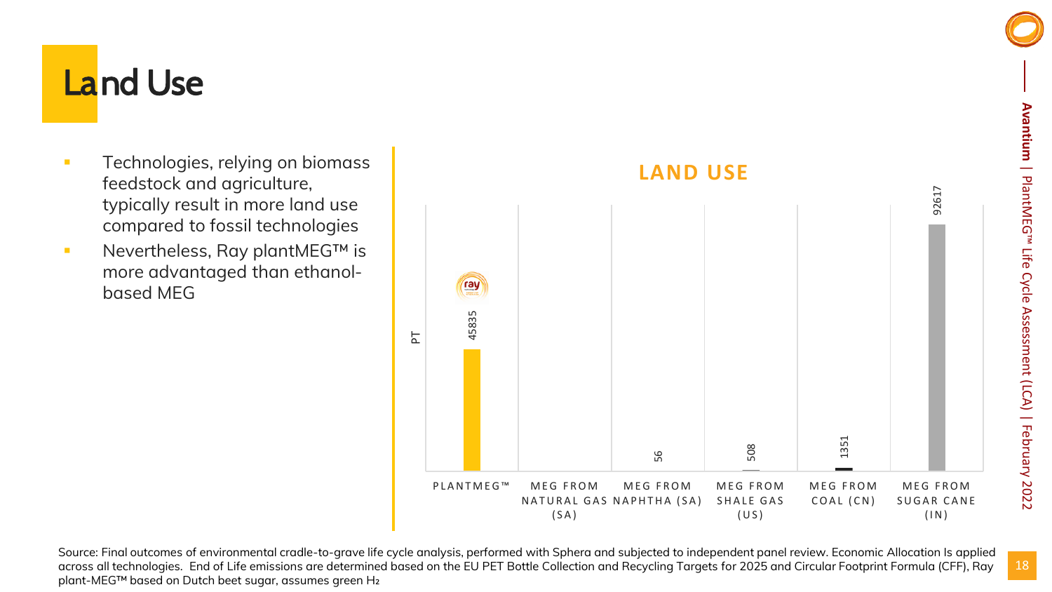# Land Use

- Technologies, relying on biomass feedstock and agriculture, typically result in more land use compared to fossil technologies
- Nevertheless, Ray plantMEG™ is more advantaged than ethanol-based MEG

**LAND USE**

| | PT |
|---|---|
| PLANTMEG™ | 45835 |
| MEG FROM NATURAL GAS (SA) | |
| MEG FROM NAPHTHA (SA) | 56 |
| MEG FROM SHALE GAS (US) | 508 |
| MEG FROM COAL (CN) | 1351 |
| MEG FROM SUGAR CANE (IN) | 92617 |

Source: Final outcomes of environmental cradle-to-grave life cycle analysis, performed with Sphera and subjected to independent panel review. Economic Allocation Is applied across all technologies. End of Life emissions are determined based on the EU PET Bottle Collection and Recycling Targets for 2025 and Circular Footprint Formula (CFF), Ray plant-MEG™ based on Dutch beet sugar, assumes green $H_2$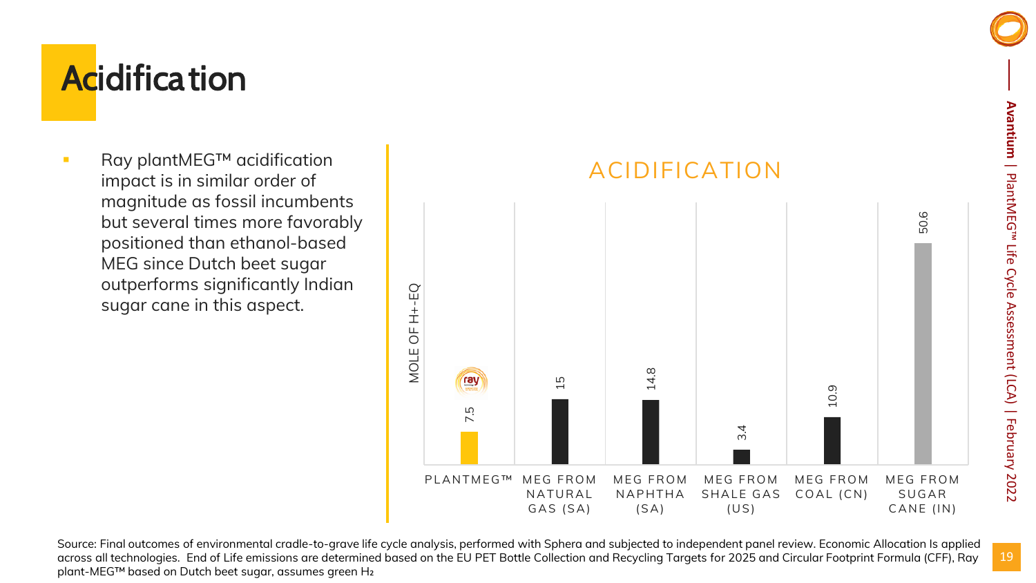# Acidification

- Ray plantMEG™ acidification impact is in similar order of magnitude as fossil incumbents but several times more favorably positioned than ethanol-based MEG since Dutch beet sugar outperforms significantly Indian sugar cane in this aspect.

**ACIDIFICATION**

| | MOLE OF H+-EQ |
|---|---|
| PLANTMEG™ | 7.5 |
| MEG FROM NATURAL GAS (SA) | 15 |
| MEG FROM NAPHTHA (SA) | 14.8 |
| MEG FROM SHALE GAS (US) | 3.4 |
| MEG FROM COAL (CN) | 10.9 |
| MEG FROM SUGAR CANE (IN) | 50.6 |

Source: Final outcomes of environmental cradle-to-grave life cycle analysis, performed with Sphera and subjected to independent panel review. Economic Allocation Is applied across all technologies. End of Life emissions are determined based on the EU PET Bottle Collection and Recycling Targets for 2025 and Circular Footprint Formula (CFF), Ray plant-MEG™ based on Dutch beet sugar, assumes green $H_2$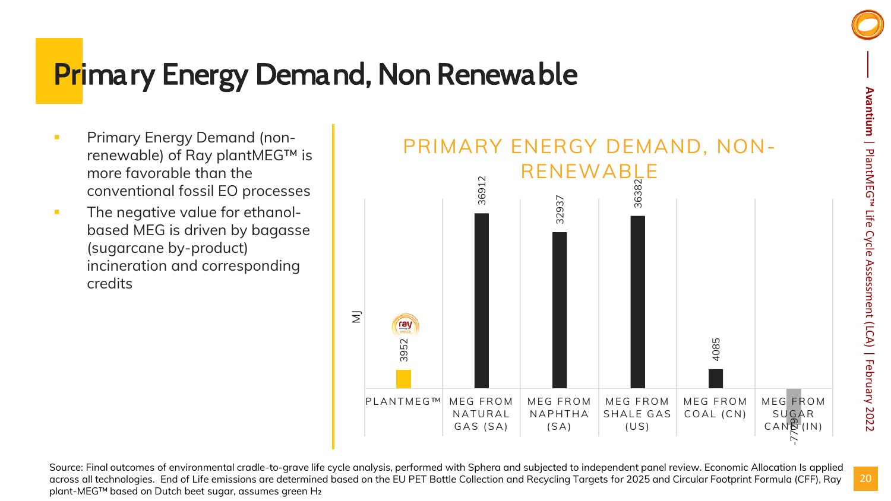# Primary Energy Demand, Non Renewable

- Primary Energy Demand (non-renewable) of Ray plantMEG™ is more favorable than the conventional fossil EO processes
- The negative value for ethanol-based MEG is driven by bagasse (sugarcane by-product) incineration and corresponding credits

**PRIMARY ENERGY DEMAND, NON-RENEWABLE**

| Process | MJ |
| --- | --- |
| PLANTMEG™ | 3952 |
| MEG FROM NATURAL GAS (SA) | 36912 |
| MEG FROM NAPHTHA (SA) | 32937 |
| MEG FROM SHALE GAS (US) | 36382 |
| MEG FROM COAL (CN) | 4085 |
| MEG FROM SUGAR CANE (IN) | -7799 |

Source: Final outcomes of environmental cradle-to-grave life cycle analysis, performed with Sphera and subjected to independent panel review. Economic Allocation Is applied across all technologies. End of Life emissions are determined based on the EU PET Bottle Collection and Recycling Targets for 2025 and Circular Footprint Formula (CFF), Ray plant-MEG™ based on Dutch beet sugar, assumes green $H_2$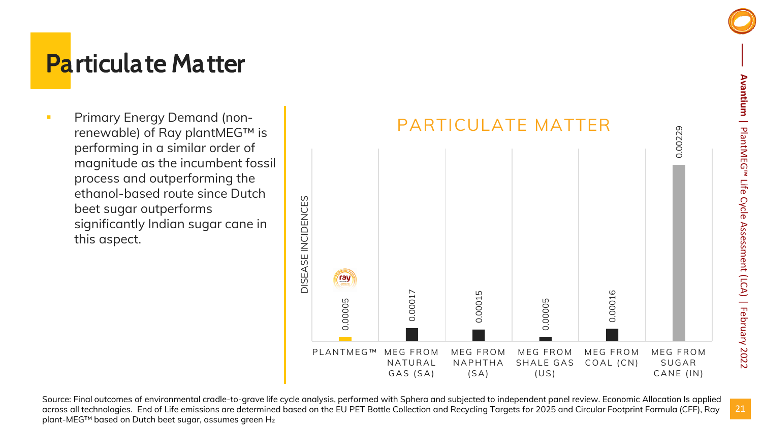# Particulate Matter

- Primary Energy Demand (non-renewable) of Ray plantMEG™ is performing in a similar order of magnitude as the incumbent fossil process and outperforming the ethanol-based route since Dutch beet sugar outperforms significantly Indian sugar cane in this aspect.

PARTICULATE MATTER

DISEASE INCIDENCES

0.00005
0.00017
0.00015
0.00005
0.00016
0.00229

PLANTMEG™
MEG FROM NATURAL GAS (SA)
MEG FROM NAPHTHA (SA)
MEG FROM SHALE GAS (US)
MEG FROM COAL (CN)
MEG FROM SUGAR CANE (IN)

Source: Final outcomes of environmental cradle-to-grave life cycle analysis, performed with Sphera and subjected to independent panel review. Economic Allocation Is applied across all technologies. End of Life emissions are determined based on the EU PET Bottle Collection and Recycling Targets for 2025 and Circular Footprint Formula (CFF), Ray plant-MEG™ based on Dutch beet sugar, assumes green $H_2$